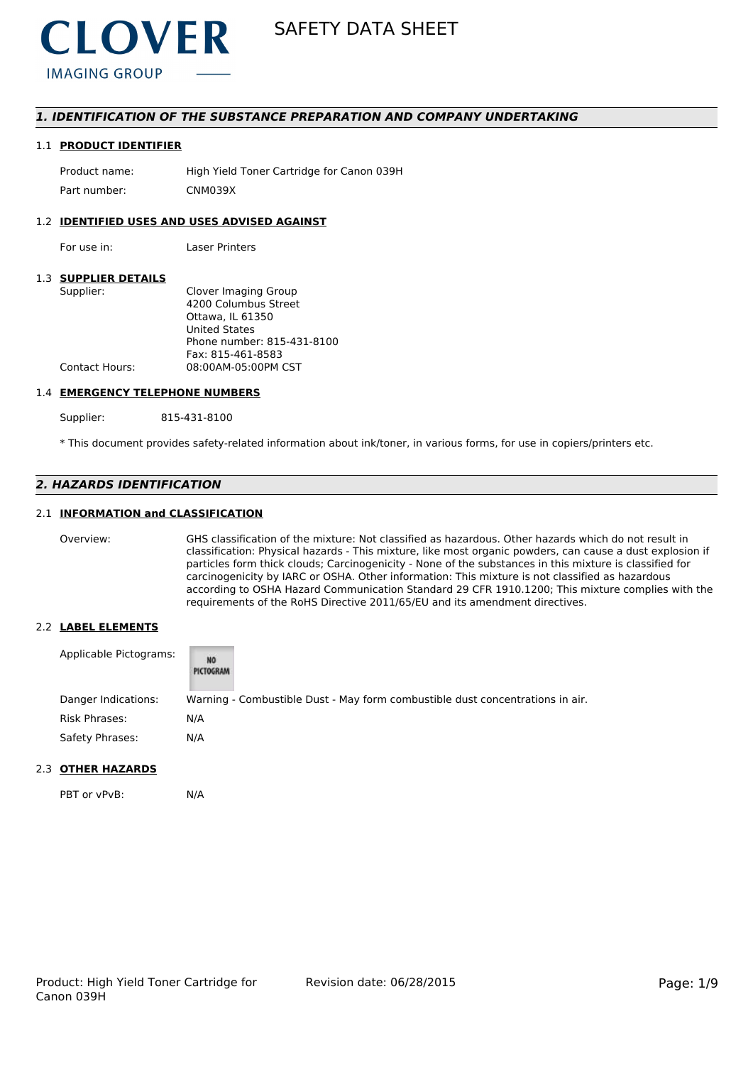# SAFETY DATA SHEET

## *1. IDENTIFICATION OF THE SUBSTANCE PREPARATION AND COMPANY UNDERTAKING*

### 1.1 PRODUCT IDENTIFIER

| | |
|---|---|
| Product name: | High Yield Toner Cartridge for Canon 039H |
| Part number: | CNM039X |

### 1.2 IDENTIFIED USES AND USES ADVISED AGAINST

| | |
|---|---|
| For use in: | Laser Printers |

### 1.3 SUPPLIER DETAILS

| | |
|---|---|
| Supplier: | Clover Imaging Group<br>4200 Columbus Street<br>Ottawa, IL 61350<br>United States<br>Phone number: 815-431-8100<br>Fax: 815-461-8583 |
| Contact Hours: | 08:00AM-05:00PM CST |

### 1.4 EMERGENCY TELEPHONE NUMBERS

| | |
|---|---|
| Supplier: | 815-431-8100 |

* This document provides safety-related information about ink/toner, in various forms, for use in copiers/printers etc.

## *2. HAZARDS IDENTIFICATION*

### 2.1 INFORMATION and CLASSIFICATION

Overview: GHS classification of the mixture: Not classified as hazardous. Other hazards which do not result in classification: Physical hazards - This mixture, like most organic powders, can cause a dust explosion if particles form thick clouds; Carcinogenicity - None of the substances in this mixture is classified for carcinogenicity by IARC or OSHA. Other information: This mixture is not classified as hazardous according to OSHA Hazard Communication Standard 29 CFR 1910.1200; This mixture complies with the requirements of the RoHS Directive 2011/65/EU and its amendment directives.

### 2.2 LABEL ELEMENTS

| | |
|---|---|
| Applicable Pictograms: | NO PICTOGRAM |
| Danger Indications: | Warning - Combustible Dust - May form combustible dust concentrations in air. |
| Risk Phrases: | N/A |
| Safety Phrases: | N/A |

### 2.3 OTHER HAZARDS

| | |
|---|---|
| PBT or vPvB: | N/A |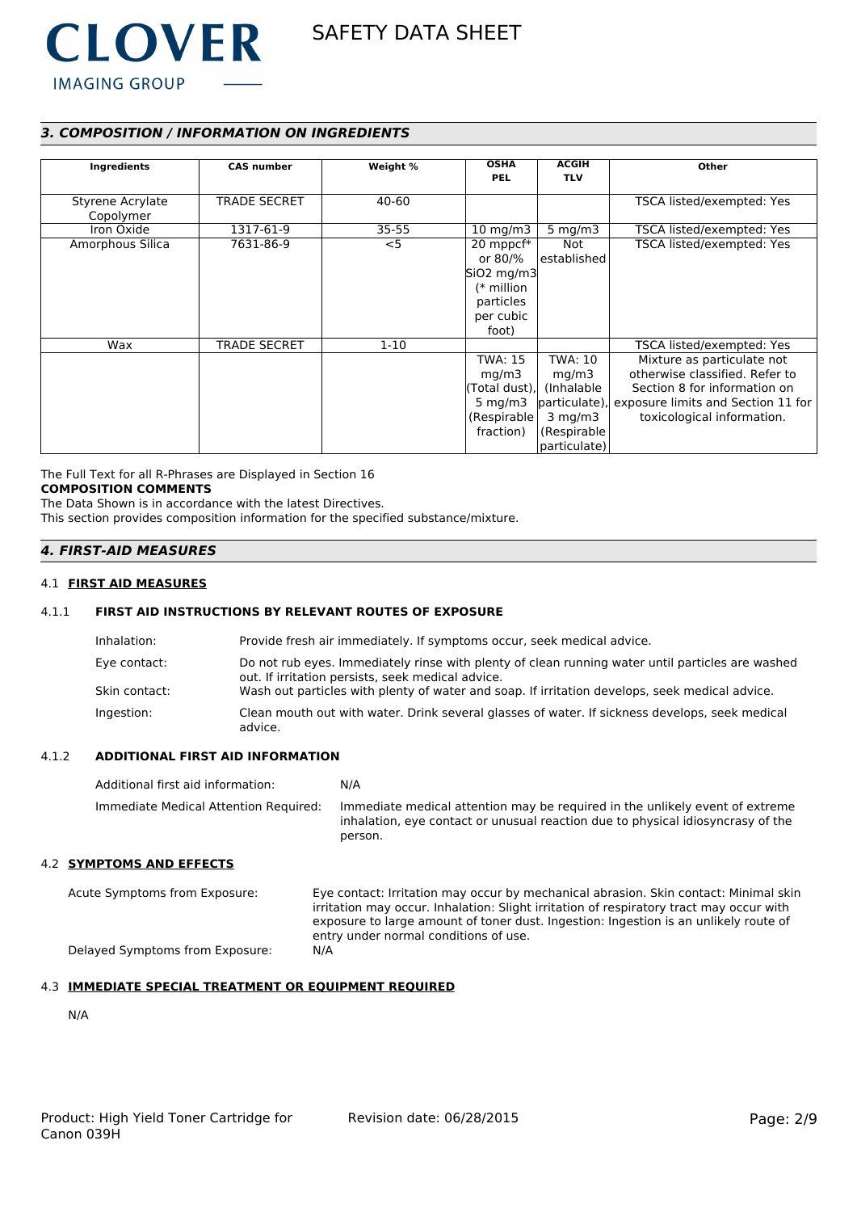## 3. COMPOSITION / INFORMATION ON INGREDIENTS

| Ingredients | CAS number | Weight % | OSHA PEL | ACGIH TLV | Other |
|---|---|---|---|---|---|
| Styrene Acrylate Copolymer | TRADE SECRET | 40-60 | | | TSCA listed/exempted: Yes |
| Iron Oxide | 1317-61-9 | 35-55 | 10 mg/m3 | 5 mg/m3 | TSCA listed/exempted: Yes |
| Amorphous Silica | 7631-86-9 | <5 | 20 mppcf* or 80/% SiO2 mg/m3 (* million particles per cubic foot) | Not established | TSCA listed/exempted: Yes |
| Wax | TRADE SECRET | 1-10 | | | TSCA listed/exempted: Yes |
| | | | TWA: 15 mg/m3 (Total dust), 5 mg/m3 (Respirable fraction) | TWA: 10 mg/m3 (Inhalable particulate), 3 mg/m3 (Respirable particulate) | Mixture as particulate not otherwise classified. Refer to Section 8 for information on exposure limits and Section 11 for toxicological information. |

The Full Text for all R-Phrases are Displayed in Section 16

**COMPOSITION COMMENTS**

The Data Shown is in accordance with the latest Directives.

This section provides composition information for the specified substance/mixture.

## 4. FIRST-AID MEASURES

### 4.1 FIRST AID MEASURES

#### 4.1.1 FIRST AID INSTRUCTIONS BY RELEVANT ROUTES OF EXPOSURE

Inhalation: Provide fresh air immediately. If symptoms occur, seek medical advice.

Eye contact: Do not rub eyes. Immediately rinse with plenty of clean running water until particles are washed out. If irritation persists, seek medical advice.

Skin contact: Wash out particles with plenty of water and soap. If irritation develops, seek medical advice.

Ingestion: Clean mouth out with water. Drink several glasses of water. If sickness develops, seek medical advice.

#### 4.1.2 ADDITIONAL FIRST AID INFORMATION

Additional first aid information: N/A

Immediate Medical Attention Required: Immediate medical attention may be required in the unlikely event of extreme inhalation, eye contact or unusual reaction due to physical idiosyncrasy of the person.

### 4.2 SYMPTOMS AND EFFECTS

Acute Symptoms from Exposure: Eye contact: Irritation may occur by mechanical abrasion. Skin contact: Minimal skin irritation may occur. Inhalation: Slight irritation of respiratory tract may occur with exposure to large amount of toner dust. Ingestion: Ingestion is an unlikely route of entry under normal conditions of use.

Delayed Symptoms from Exposure: N/A

### 4.3 IMMEDIATE SPECIAL TREATMENT OR EQUIPMENT REQUIRED

N/A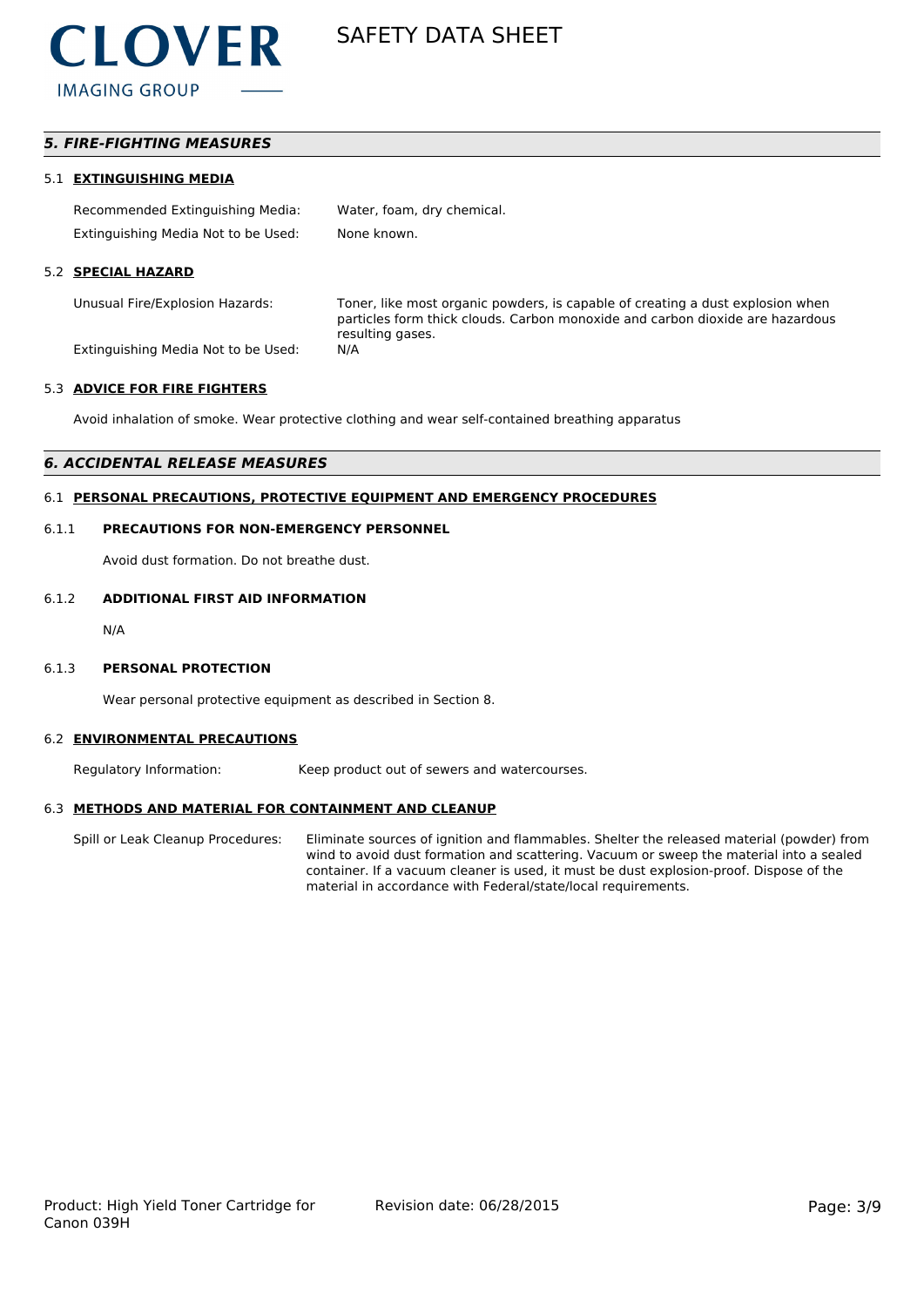## *5. FIRE-FIGHTING MEASURES*

### 5.1 EXTINGUISHING MEDIA

Recommended Extinguishing Media: Water, foam, dry chemical.

Extinguishing Media Not to be Used: None known.

### 5.2 SPECIAL HAZARD

Unusual Fire/Explosion Hazards: Toner, like most organic powders, is capable of creating a dust explosion when particles form thick clouds. Carbon monoxide and carbon dioxide are hazardous resulting gases.

Extinguishing Media Not to be Used: N/A

### 5.3 ADVICE FOR FIRE FIGHTERS

Avoid inhalation of smoke. Wear protective clothing and wear self-contained breathing apparatus

## *6. ACCIDENTAL RELEASE MEASURES*

### 6.1 PERSONAL PRECAUTIONS, PROTECTIVE EQUIPMENT AND EMERGENCY PROCEDURES

#### 6.1.1 PRECAUTIONS FOR NON-EMERGENCY PERSONNEL

Avoid dust formation. Do not breathe dust.

#### 6.1.2 ADDITIONAL FIRST AID INFORMATION

N/A

#### 6.1.3 PERSONAL PROTECTION

Wear personal protective equipment as described in Section 8.

### 6.2 ENVIRONMENTAL PRECAUTIONS

Regulatory Information: Keep product out of sewers and watercourses.

### 6.3 METHODS AND MATERIAL FOR CONTAINMENT AND CLEANUP

Spill or Leak Cleanup Procedures: Eliminate sources of ignition and flammables. Shelter the released material (powder) from wind to avoid dust formation and scattering. Vacuum or sweep the material into a sealed container. If a vacuum cleaner is used, it must be dust explosion-proof. Dispose of the material in accordance with Federal/state/local requirements.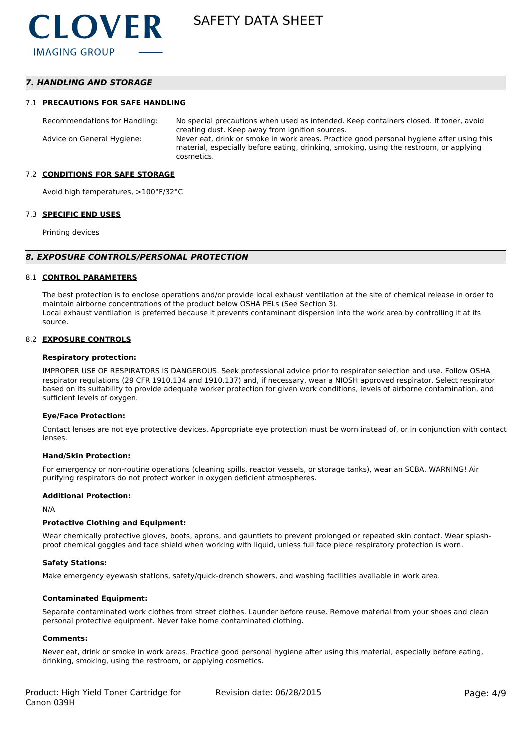## 7. HANDLING AND STORAGE

### 7.1 PRECAUTIONS FOR SAFE HANDLING

| | |
|---|---|
| Recommendations for Handling: | No special precautions when used as intended. Keep containers closed. If toner, avoid creating dust. Keep away from ignition sources. |
| Advice on General Hygiene: | Never eat, drink or smoke in work areas. Practice good personal hygiene after using this material, especially before eating, drinking, smoking, using the restroom, or applying cosmetics. |

### 7.2 CONDITIONS FOR SAFE STORAGE

Avoid high temperatures, >100°F/32°C

### 7.3 SPECIFIC END USES

Printing devices

## 8. EXPOSURE CONTROLS/PERSONAL PROTECTION

### 8.1 CONTROL PARAMETERS

The best protection is to enclose operations and/or provide local exhaust ventilation at the site of chemical release in order to maintain airborne concentrations of the product below OSHA PELs (See Section 3).
Local exhaust ventilation is preferred because it prevents contaminant dispersion into the work area by controlling it at its source.

### 8.2 EXPOSURE CONTROLS

**Respiratory protection:**

IMPROPER USE OF RESPIRATORS IS DANGEROUS. Seek professional advice prior to respirator selection and use. Follow OSHA respirator regulations (29 CFR 1910.134 and 1910.137) and, if necessary, wear a NIOSH approved respirator. Select respirator based on its suitability to provide adequate worker protection for given work conditions, levels of airborne contamination, and sufficient levels of oxygen.

**Eye/Face Protection:**

Contact lenses are not eye protective devices. Appropriate eye protection must be worn instead of, or in conjunction with contact lenses.

**Hand/Skin Protection:**

For emergency or non-routine operations (cleaning spills, reactor vessels, or storage tanks), wear an SCBA. WARNING! Air purifying respirators do not protect worker in oxygen deficient atmospheres.

**Additional Protection:**

N/A

**Protective Clothing and Equipment:**

Wear chemically protective gloves, boots, aprons, and gauntlets to prevent prolonged or repeated skin contact. Wear splash-proof chemical goggles and face shield when working with liquid, unless full face piece respiratory protection is worn.

**Safety Stations:**

Make emergency eyewash stations, safety/quick-drench showers, and washing facilities available in work area.

**Contaminated Equipment:**

Separate contaminated work clothes from street clothes. Launder before reuse. Remove material from your shoes and clean personal protective equipment. Never take home contaminated clothing.

**Comments:**

Never eat, drink or smoke in work areas. Practice good personal hygiene after using this material, especially before eating, drinking, smoking, using the restroom, or applying cosmetics.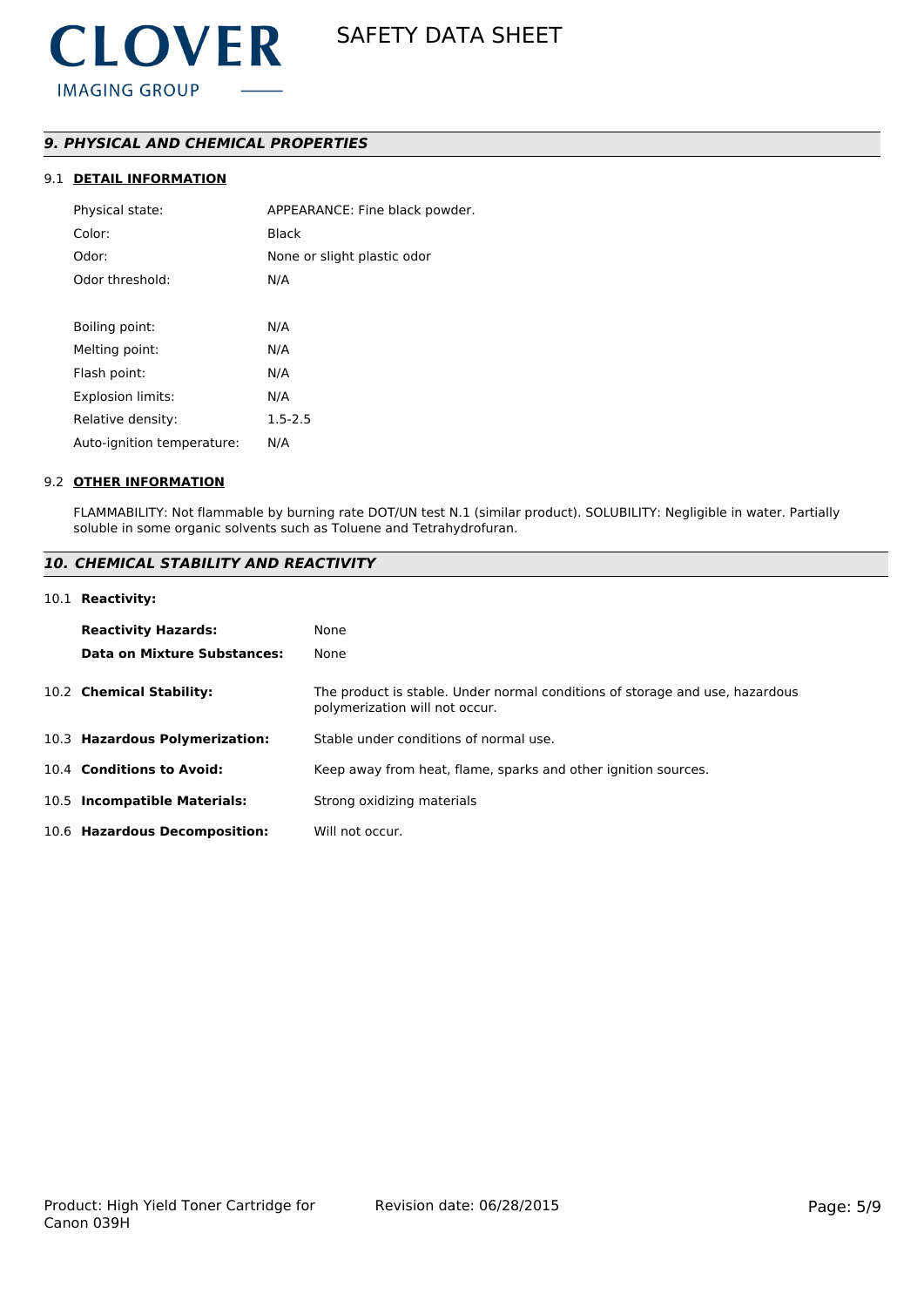## *9. PHYSICAL AND CHEMICAL PROPERTIES*

### 9.1 DETAIL INFORMATION

| | |
|---|---|
| Physical state: | APPEARANCE: Fine black powder. |
| Color: | Black |
| Odor: | None or slight plastic odor |
| Odor threshold: | N/A |
| Boiling point: | N/A |
| Melting point: | N/A |
| Flash point: | N/A |
| Explosion limits: | N/A |
| Relative density: | 1.5-2.5 |
| Auto-ignition temperature: | N/A |

### 9.2 OTHER INFORMATION

FLAMMABILITY: Not flammable by burning rate DOT/UN test N.1 (similar product). SOLUBILITY: Negligible in water. Partially soluble in some organic solvents such as Toluene and Tetrahydrofuran.

## *10. CHEMICAL STABILITY AND REACTIVITY*

10.1 **Reactivity:**

| | |
|---|---|
| **Reactivity Hazards:** | None |
| **Data on Mixture Substances:** | None |

| | |
|---|---|
| 10.2 **Chemical Stability:** | The product is stable. Under normal conditions of storage and use, hazardous polymerization will not occur. |
| 10.3 **Hazardous Polymerization:** | Stable under conditions of normal use. |
| 10.4 **Conditions to Avoid:** | Keep away from heat, flame, sparks and other ignition sources. |
| 10.5 **Incompatible Materials:** | Strong oxidizing materials |
| 10.6 **Hazardous Decomposition:** | Will not occur. |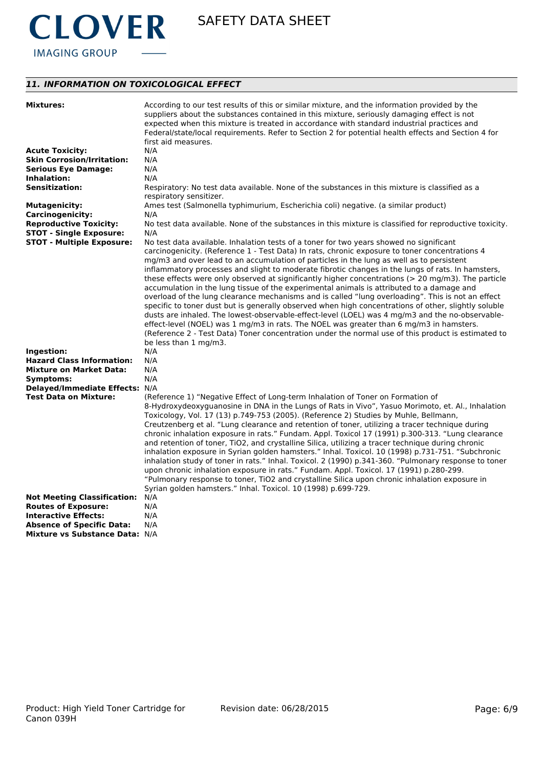## 11. INFORMATION ON TOXICOLOGICAL EFFECT

| | |
|---|---|
| **Mixtures:** | According to our test results of this or similar mixture, and the information provided by the suppliers about the substances contained in this mixture, seriously damaging effect is not expected when this mixture is treated in accordance with standard industrial practices and Federal/state/local requirements. Refer to Section 2 for potential health effects and Section 4 for first aid measures. |
| **Acute Toxicity:** | N/A |
| **Skin Corrosion/Irritation:** | N/A |
| **Serious Eye Damage:** | N/A |
| **Inhalation:** | N/A |
| **Sensitization:** | Respiratory: No test data available. None of the substances in this mixture is classified as a respiratory sensitizer. |
| **Mutagenicity:** | Ames test (Salmonella typhimurium, Escherichia coli) negative. (a similar product) |
| **Carcinogenicity:** | N/A |
| **Reproductive Toxicity:** | No test data available. None of the substances in this mixture is classified for reproductive toxicity. |
| **STOT - Single Exposure:** | N/A |
| **STOT - Multiple Exposure:** | No test data available. Inhalation tests of a toner for two years showed no significant carcinogenicity. (Reference 1 - Test Data) In rats, chronic exposure to toner concentrations 4 mg/m3 and over lead to an accumulation of particles in the lung as well as to persistent inflammatory processes and slight to moderate fibrotic changes in the lungs of rats. In hamsters, these effects were only observed at significantly higher concentrations (> 20 mg/m3). The particle accumulation in the lung tissue of the experimental animals is attributed to a damage and overload of the lung clearance mechanisms and is called "lung overloading". This is not an effect specific to toner dust but is generally observed when high concentrations of other, slightly soluble dusts are inhaled. The lowest-observable-effect-level (LOEL) was 4 mg/m3 and the no-observable-effect-level (NOEL) was 1 mg/m3 in rats. The NOEL was greater than 6 mg/m3 in hamsters. (Reference 2 - Test Data) Toner concentration under the normal use of this product is estimated to be less than 1 mg/m3. |
| **Ingestion:** | N/A |
| **Hazard Class Information:** | N/A |
| **Mixture on Market Data:** | N/A |
| **Symptoms:** | N/A |
| **Delayed/Immediate Effects:** | N/A |
| **Test Data on Mixture:** | (Reference 1) "Negative Effect of Long-term Inhalation of Toner on Formation of 8-Hydroxydeoxyguanosine in DNA in the Lungs of Rats in Vivo", Yasuo Morimoto, et. Al., Inhalation Toxicology, Vol. 17 (13) p.749-753 (2005). (Reference 2) Studies by Muhle, Bellmann, Creutzenberg et al. "Lung clearance and retention of toner, utilizing a tracer technique during chronic inhalation exposure in rats." Fundam. Appl. Toxicol 17 (1991) p.300-313. "Lung clearance and retention of toner, $TiO_2$, and crystalline Silica, utilizing a tracer technique during chronic inhalation exposure in Syrian golden hamsters." Inhal. Toxicol. 10 (1998) p.731-751. "Subchronic inhalation study of toner in rats." Inhal. Toxicol. 2 (1990) p.341-360. "Pulmonary response to toner upon chronic inhalation exposure in rats." Fundam. Appl. Toxicol. 17 (1991) p.280-299. "Pulmonary response to toner, $TiO_2$ and crystalline Silica upon chronic inhalation exposure in Syrian golden hamsters." Inhal. Toxicol. 10 (1998) p.699-729. |
| **Not Meeting Classification:** | N/A |
| **Routes of Exposure:** | N/A |
| **Interactive Effects:** | N/A |
| **Absence of Specific Data:** | N/A |
| **Mixture vs Substance Data:** | N/A |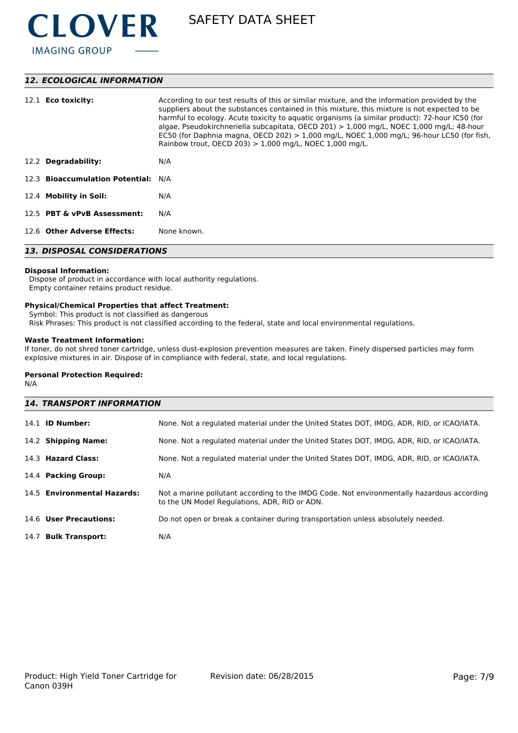## 12. ECOLOGICAL INFORMATION

| | |
|---|---|
| 12.1 **Eco toxicity:** | According to our test results of this or similar mixture, and the information provided by the suppliers about the substances contained in this mixture, this mixture is not expected to be harmful to ecology. Acute toxicity to aquatic organisms (a similar product): 72-hour IC50 (for algae, Pseudokirchneriella subcapitata, OECD 201) > 1,000 mg/L, NOEC 1,000 mg/L; 48-hour EC50 (for Daphnia magna, OECD 202) > 1,000 mg/L, NOEC 1,000 mg/L; 96-hour LC50 (for fish, Rainbow trout, OECD 203) > 1,000 mg/L, NOEC 1,000 mg/L. |
| 12.2 **Degradability:** | N/A |
| 12.3 **Bioaccumulation Potential:** | N/A |
| 12.4 **Mobility in Soil:** | N/A |
| 12.5 **PBT & vPvB Assessment:** | N/A |
| 12.6 **Other Adverse Effects:** | None known. |

## 13. DISPOSAL CONSIDERATIONS

**Disposal Information:**
Dispose of product in accordance with local authority regulations.
Empty container retains product residue.

**Physical/Chemical Properties that affect Treatment:**
Symbol: This product is not classified as dangerous
Risk Phrases: This product is not classified according to the federal, state and local environmental regulations.

**Waste Treatment Information:**
If toner, do not shred toner cartridge, unless dust-explosion prevention measures are taken. Finely dispersed particles may form explosive mixtures in air. Dispose of in compliance with federal, state, and local regulations.

**Personal Protection Required:**
N/A

## 14. TRANSPORT INFORMATION

| | |
|---|---|
| 14.1 **ID Number:** | None. Not a regulated material under the United States DOT, IMDG, ADR, RID, or ICAO/IATA. |
| 14.2 **Shipping Name:** | None. Not a regulated material under the United States DOT, IMDG, ADR, RID, or ICAO/IATA. |
| 14.3 **Hazard Class:** | None. Not a regulated material under the United States DOT, IMDG, ADR, RID, or ICAO/IATA. |
| 14.4 **Packing Group:** | N/A |
| 14.5 **Environmental Hazards:** | Not a marine pollutant according to the IMDG Code. Not environmentally hazardous according to the UN Model Regulations, ADR, RID or ADN. |
| 14.6 **User Precautions:** | Do not open or break a container during transportation unless absolutely needed. |
| 14.7 **Bulk Transport:** | N/A |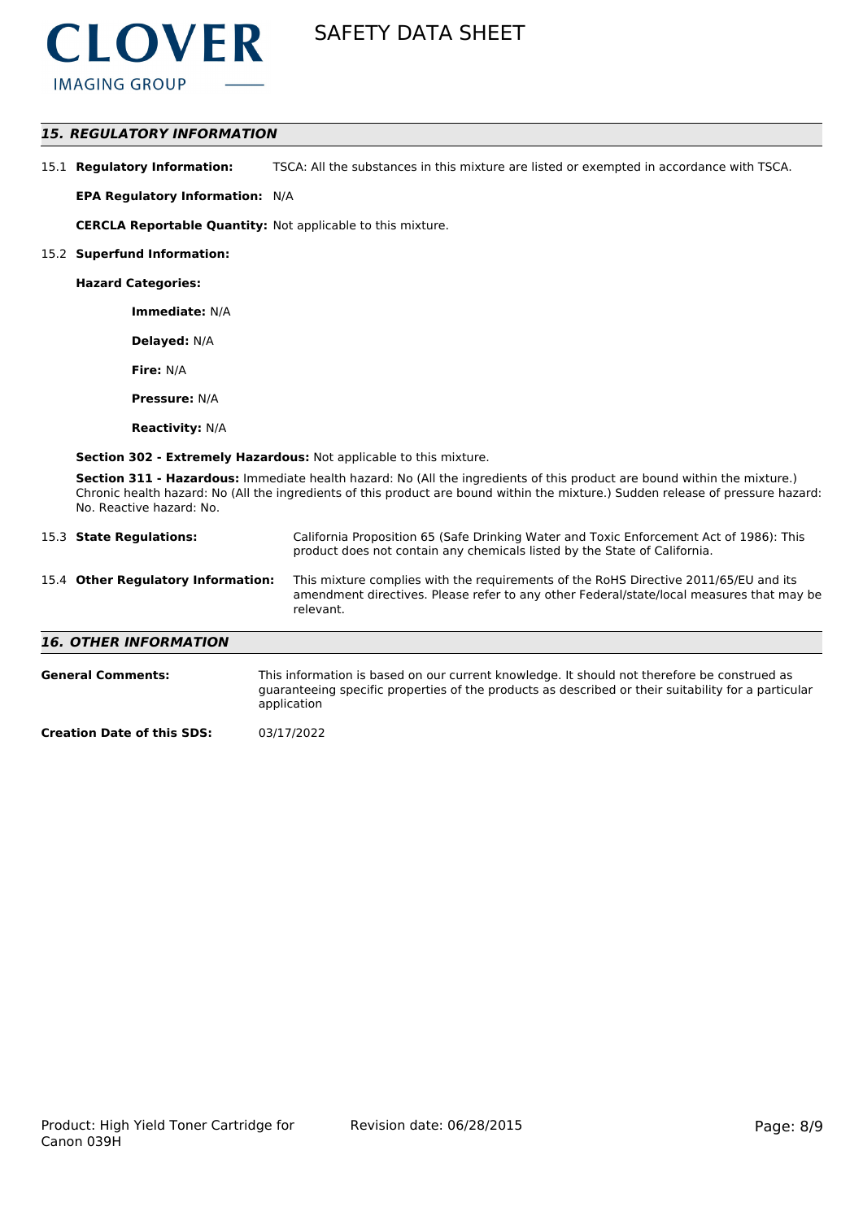## 15. REGULATORY INFORMATION

15.1 **Regulatory Information:** TSCA: All the substances in this mixture are listed or exempted in accordance with TSCA.

**EPA Regulatory Information:** N/A

**CERCLA Reportable Quantity:** Not applicable to this mixture.

15.2 **Superfund Information:**

**Hazard Categories:**

**Immediate:** N/A

**Delayed:** N/A

**Fire:** N/A

**Pressure:** N/A

**Reactivity:** N/A

**Section 302 - Extremely Hazardous:** Not applicable to this mixture.

**Section 311 - Hazardous:** Immediate health hazard: No (All the ingredients of this product are bound within the mixture.) Chronic health hazard: No (All the ingredients of this product are bound within the mixture.) Sudden release of pressure hazard: No. Reactive hazard: No.

15.3 **State Regulations:** California Proposition 65 (Safe Drinking Water and Toxic Enforcement Act of 1986): This product does not contain any chemicals listed by the State of California.

15.4 **Other Regulatory Information:** This mixture complies with the requirements of the RoHS Directive 2011/65/EU and its amendment directives. Please refer to any other Federal/state/local measures that may be relevant.

## 16. OTHER INFORMATION

**General Comments:** This information is based on our current knowledge. It should not therefore be construed as guaranteeing specific properties of the products as described or their suitability for a particular application

**Creation Date of this SDS:** 03/17/2022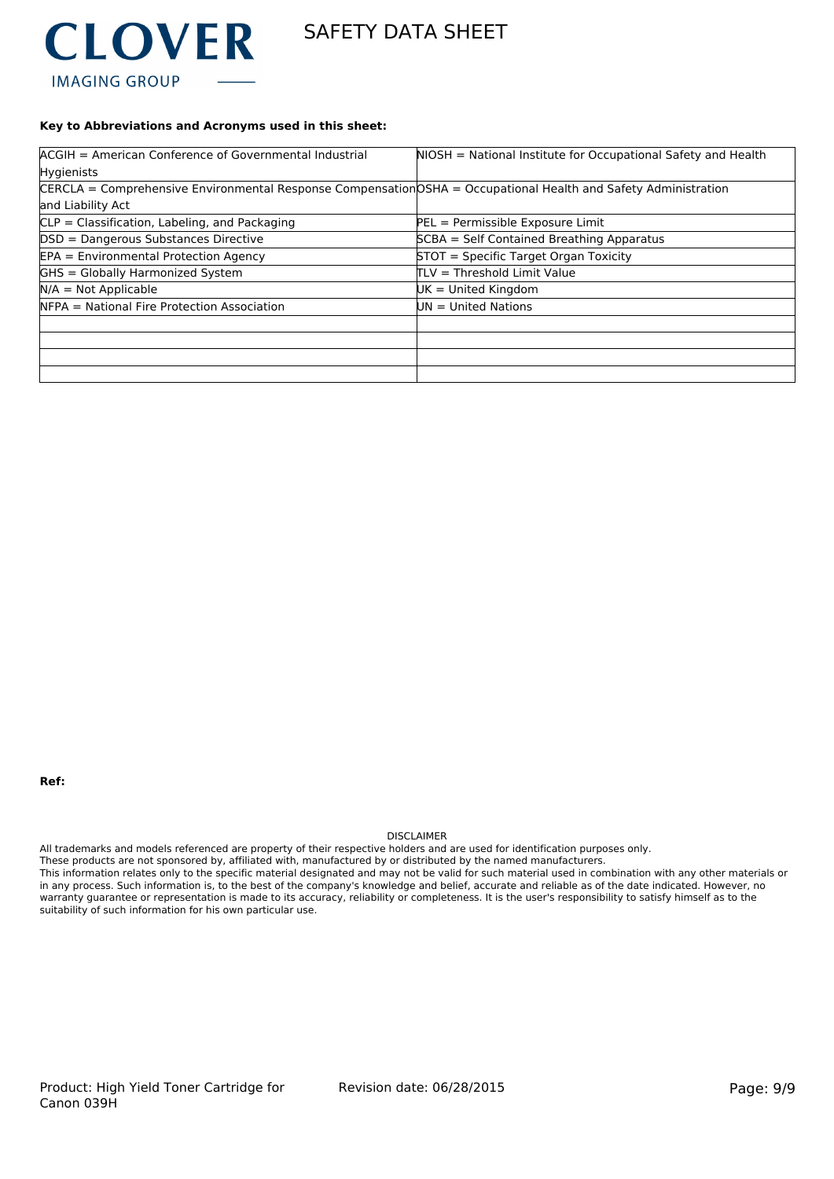**Key to Abbreviations and Acronyms used in this sheet:**

| | |
|---|---|
| ACGIH = American Conference of Governmental Industrial Hygienists | NIOSH = National Institute for Occupational Safety and Health |
| CERCLA = Comprehensive Environmental Response Compensation and Liability Act | OSHA = Occupational Health and Safety Administration |
| CLP = Classification, Labeling, and Packaging | PEL = Permissible Exposure Limit |
| DSD = Dangerous Substances Directive | SCBA = Self Contained Breathing Apparatus |
| EPA = Environmental Protection Agency | STOT = Specific Target Organ Toxicity |
| GHS = Globally Harmonized System | TLV = Threshold Limit Value |
| N/A = Not Applicable | UK = United Kingdom |
| NFPA = National Fire Protection Association | UN = United Nations |
| | |
| | |
| | |
| | |

**Ref:**

DISCLAIMER

All trademarks and models referenced are property of their respective holders and are used for identification purposes only.
These products are not sponsored by, affiliated with, manufactured by or distributed by the named manufacturers.
This information relates only to the specific material designated and may not be valid for such material used in combination with any other materials or in any process. Such information is, to the best of the company's knowledge and belief, accurate and reliable as of the date indicated. However, no warranty guarantee or representation is made to its accuracy, reliability or completeness. It is the user's responsibility to satisfy himself as to the suitability of such information for his own particular use.